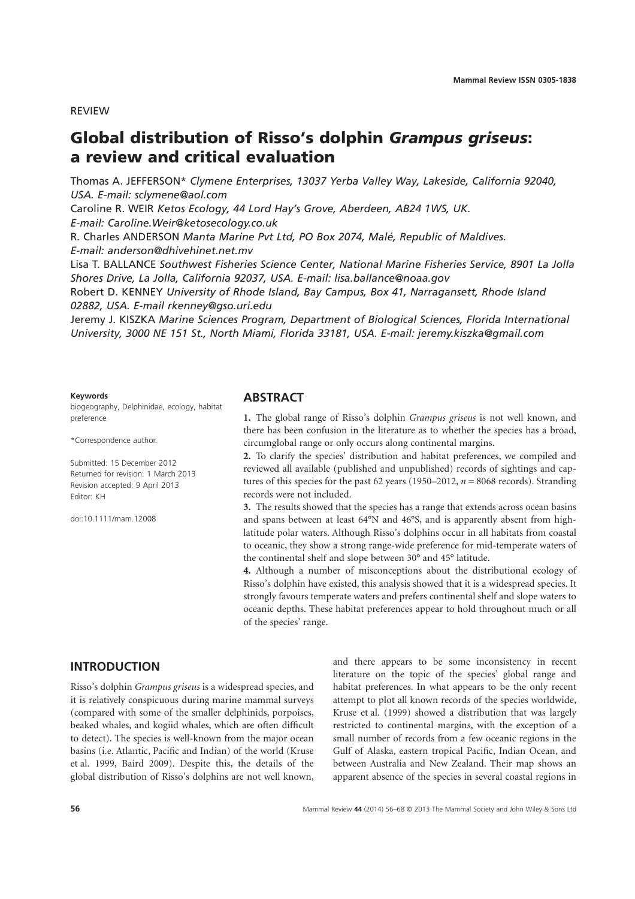REVIEW

# Global distribution of Risso's dolphin *Grampus griseus*: a review and critical evaluation

Thomas A. JEFFERSON* *Clymene Enterprises, 13037 Yerba Valley Way, Lakeside, California 92040, USA. E-mail: sclymene@aol.com*

Caroline R. WEIR *Ketos Ecology, 44 Lord Hay's Grove, Aberdeen, AB24 1WS, UK. E-mail: Caroline.Weir@ketosecology.co.uk*

R. Charles ANDERSON *Manta Marine Pvt Ltd, PO Box 2074, Malé, Republic of Maldives. E-mail: anderson@dhivehinet.net.mv*

Lisa T. BALLANCE *Southwest Fisheries Science Center, National Marine Fisheries Service, 8901 La Jolla Shores Drive, La Jolla, California 92037, USA. E-mail: lisa.ballance@noaa.gov*

Robert D. KENNEY *University of Rhode Island, Bay Campus, Box 41, Narragansett, Rhode Island 02882, USA. E-mail rkenney@gso.uri.edu*

Jeremy J. KISZKA *Marine Sciences Program, Department of Biological Sciences, Florida International University, 3000 NE 151 St., North Miami, Florida 33181, USA. E-mail: jeremy.kiszka@gmail.com*

**Keywords**
biogeography, Delphinidae, ecology, habitat preference

*Correspondence author.

Submitted: 15 December 2012
Returned for revision: 1 March 2013
Revision accepted: 9 April 2013
Editor: KH

doi:10.1111/mam.12008

## ABSTRACT

**1.** The global range of Risso's dolphin *Grampus griseus* is not well known, and there has been confusion in the literature as to whether the species has a broad, circumglobal range or only occurs along continental margins.

**2.** To clarify the species' distribution and habitat preferences, we compiled and reviewed all available (published and unpublished) records of sightings and captures of this species for the past 62 years (1950–2012, $n = 8068$ records). Stranding records were not included.

**3.** The results showed that the species has a range that extends across ocean basins and spans between at least 64°N and 46°S, and is apparently absent from high-latitude polar waters. Although Risso's dolphins occur in all habitats from coastal to oceanic, they show a strong range-wide preference for mid-temperate waters of the continental shelf and slope between 30° and 45° latitude.

**4.** Although a number of misconceptions about the distributional ecology of Risso's dolphin have existed, this analysis showed that it is a widespread species. It strongly favours temperate waters and prefers continental shelf and slope waters to oceanic depths. These habitat preferences appear to hold throughout much or all of the species' range.

## INTRODUCTION

Risso's dolphin *Grampus griseus* is a widespread species, and it is relatively conspicuous during marine mammal surveys (compared with some of the smaller delphinids, porpoises, beaked whales, and kogiid whales, which are often difficult to detect). The species is well-known from the major ocean basins (i.e. Atlantic, Pacific and Indian) of the world (Kruse et al. 1999, Baird 2009). Despite this, the details of the global distribution of Risso's dolphins are not well known, and there appears to be some inconsistency in recent literature on the topic of the species' global range and habitat preferences. In what appears to be the only recent attempt to plot all known records of the species worldwide, Kruse et al. (1999) showed a distribution that was largely restricted to continental margins, with the exception of a small number of records from a few oceanic regions in the Gulf of Alaska, eastern tropical Pacific, Indian Ocean, and between Australia and New Zealand. Their map shows an apparent absence of the species in several coastal regions in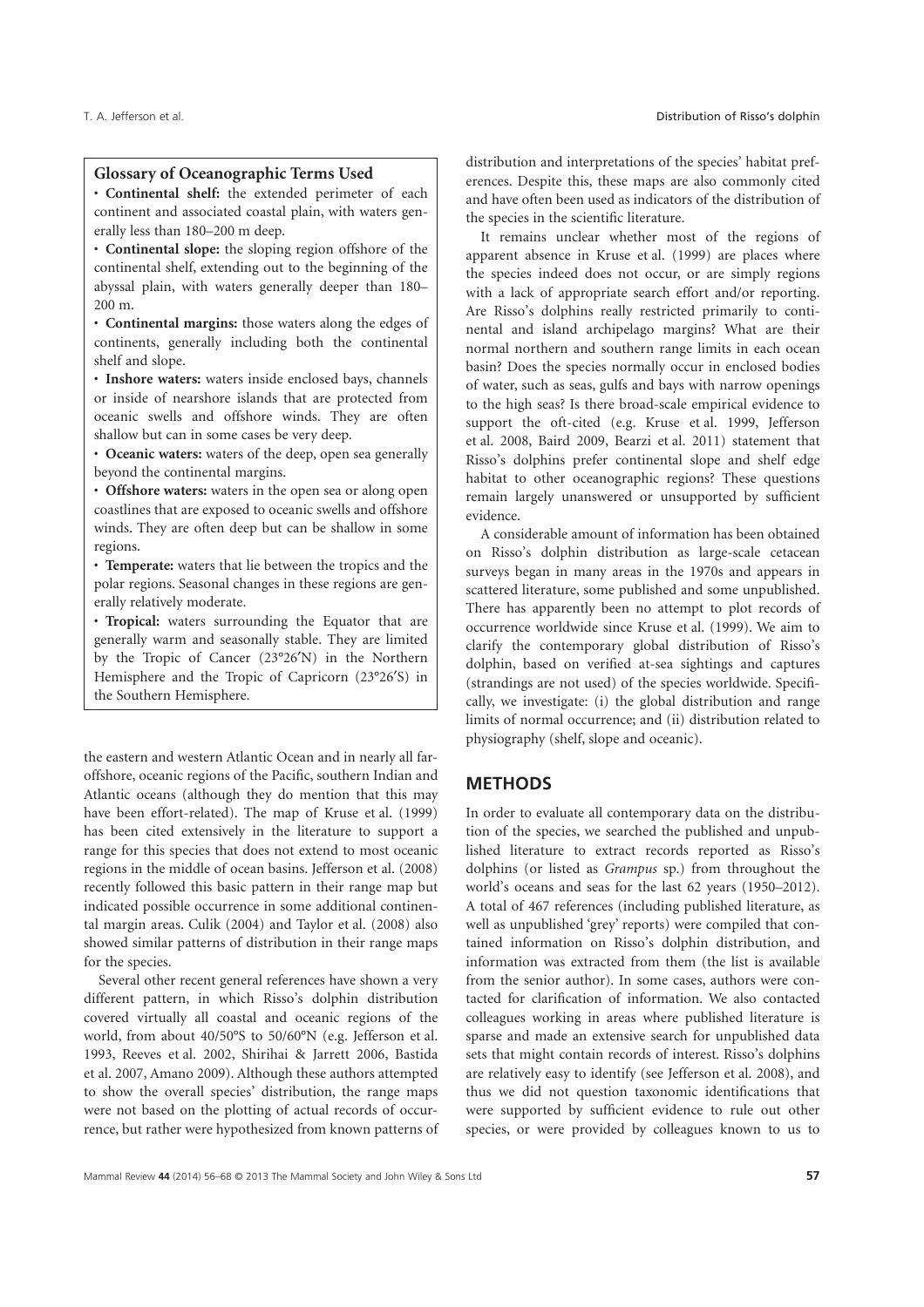## Glossary of Oceanographic Terms Used

- **Continental shelf:** the extended perimeter of each continent and associated coastal plain, with waters generally less than 180–200 m deep.
- **Continental slope:** the sloping region offshore of the continental shelf, extending out to the beginning of the abyssal plain, with waters generally deeper than 180–200 m.
- **Continental margins:** those waters along the edges of continents, generally including both the continental shelf and slope.
- **Inshore waters:** waters inside enclosed bays, channels or inside of nearshore islands that are protected from oceanic swells and offshore winds. They are often shallow but can in some cases be very deep.
- **Oceanic waters:** waters of the deep, open sea generally beyond the continental margins.
- **Offshore waters:** waters in the open sea or along open coastlines that are exposed to oceanic swells and offshore winds. They are often deep but can be shallow in some regions.
- **Temperate:** waters that lie between the tropics and the polar regions. Seasonal changes in these regions are generally relatively moderate.
- **Tropical:** waters surrounding the Equator that are generally warm and seasonally stable. They are limited by the Tropic of Cancer (23°26′N) in the Northern Hemisphere and the Tropic of Capricorn (23°26′S) in the Southern Hemisphere.

the eastern and western Atlantic Ocean and in nearly all far-offshore, oceanic regions of the Pacific, southern Indian and Atlantic oceans (although they do mention that this may have been effort-related). The map of Kruse et al. (1999) has been cited extensively in the literature to support a range for this species that does not extend to most oceanic regions in the middle of ocean basins. Jefferson et al. (2008) recently followed this basic pattern in their range map but indicated possible occurrence in some additional continental margin areas. Culik (2004) and Taylor et al. (2008) also showed similar patterns of distribution in their range maps for the species.

Several other recent general references have shown a very different pattern, in which Risso's dolphin distribution covered virtually all coastal and oceanic regions of the world, from about 40/50°S to 50/60°N (e.g. Jefferson et al. 1993, Reeves et al. 2002, Shirihai & Jarrett 2006, Bastida et al. 2007, Amano 2009). Although these authors attempted to show the overall species' distribution, the range maps were not based on the plotting of actual records of occurrence, but rather were hypothesized from known patterns of distribution and interpretations of the species' habitat preferences. Despite this, these maps are also commonly cited and have often been used as indicators of the distribution of the species in the scientific literature.

It remains unclear whether most of the regions of apparent absence in Kruse et al. (1999) are places where the species indeed does not occur, or are simply regions with a lack of appropriate search effort and/or reporting. Are Risso's dolphins really restricted primarily to continental and island archipelago margins? What are their normal northern and southern range limits in each ocean basin? Does the species normally occur in enclosed bodies of water, such as seas, gulfs and bays with narrow openings to the high seas? Is there broad-scale empirical evidence to support the oft-cited (e.g. Kruse et al. 1999, Jefferson et al. 2008, Baird 2009, Bearzi et al. 2011) statement that Risso's dolphins prefer continental slope and shelf edge habitat to other oceanographic regions? These questions remain largely unanswered or unsupported by sufficient evidence.

A considerable amount of information has been obtained on Risso's dolphin distribution as large-scale cetacean surveys began in many areas in the 1970s and appears in scattered literature, some published and some unpublished. There has apparently been no attempt to plot records of occurrence worldwide since Kruse et al. (1999). We aim to clarify the contemporary global distribution of Risso's dolphin, based on verified at-sea sightings and captures (strandings are not used) of the species worldwide. Specifically, we investigate: (i) the global distribution and range limits of normal occurrence; and (ii) distribution related to physiography (shelf, slope and oceanic).

## METHODS

In order to evaluate all contemporary data on the distribution of the species, we searched the published and unpublished literature to extract records reported as Risso's dolphins (or listed as *Grampus* sp.) from throughout the world's oceans and seas for the last 62 years (1950–2012). A total of 467 references (including published literature, as well as unpublished 'grey' reports) were compiled that contained information on Risso's dolphin distribution, and information was extracted from them (the list is available from the senior author). In some cases, authors were contacted for clarification of information. We also contacted colleagues working in areas where published literature is sparse and made an extensive search for unpublished data sets that might contain records of interest. Risso's dolphins are relatively easy to identify (see Jefferson et al. 2008), and thus we did not question taxonomic identifications that were supported by sufficient evidence to rule out other species, or were provided by colleagues known to us to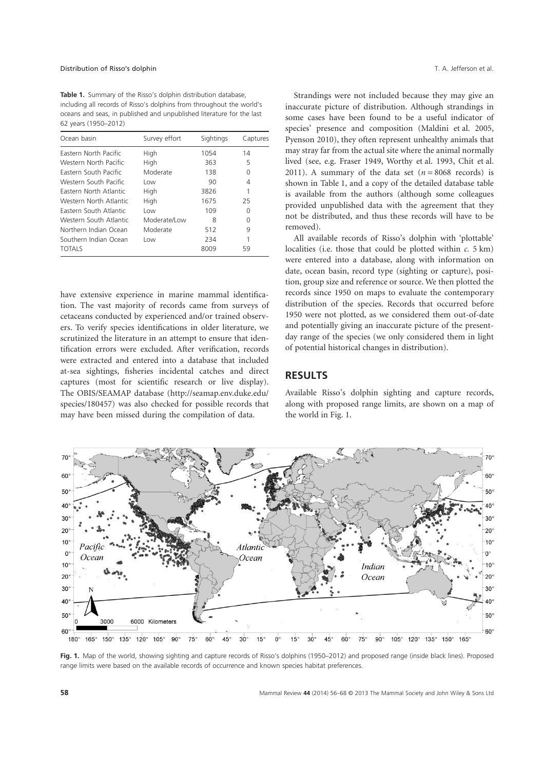**Table 1.** Summary of the Risso's dolphin distribution database, including all records of Risso's dolphins from throughout the world's oceans and seas, in published and unpublished literature for the last 62 years (1950–2012)

| Ocean basin | Survey effort | Sightings | Captures |
|---|---|---|---|
| Eastern North Pacific | High | 1054 | 14 |
| Western North Pacific | High | 363 | 5 |
| Eastern South Pacific | Moderate | 138 | 0 |
| Western South Pacific | Low | 90 | 4 |
| Eastern North Atlantic | High | 3826 | 1 |
| Western North Atlantic | High | 1675 | 25 |
| Eastern South Atlantic | Low | 109 | 0 |
| Western South Atlantic | Moderate/Low | 8 | 0 |
| Northern Indian Ocean | Moderate | 512 | 9 |
| Southern Indian Ocean | Low | 234 | 1 |
| TOTALS | | 8009 | 59 |

have extensive experience in marine mammal identification. The vast majority of records came from surveys of cetaceans conducted by experienced and/or trained observers. To verify species identifications in older literature, we scrutinized the literature in an attempt to ensure that identification errors were excluded. After verification, records were extracted and entered into a database that included at-sea sightings, fisheries incidental catches and direct captures (most for scientific research or live display). The OBIS/SEAMAP database (http://seamap.env.duke.edu/species/180457) was also checked for possible records that may have been missed during the compilation of data.

Strandings were not included because they may give an inaccurate picture of distribution. Although strandings in some cases have been found to be a useful indicator of species' presence and composition (Maldini et al. 2005, Pyenson 2010), they often represent unhealthy animals that may stray far from the actual site where the animal normally lived (see, e.g. Fraser 1949, Worthy et al. 1993, Chit et al. 2011). A summary of the data set ($n = 8068$ records) is shown in Table 1, and a copy of the detailed database table is available from the authors (although some colleagues provided unpublished data with the agreement that they not be distributed, and thus these records will have to be removed).

All available records of Risso's dolphin with 'plottable' localities (i.e. those that could be plotted within *c.* 5 km) were entered into a database, along with information on date, ocean basin, record type (sighting or capture), position, group size and reference or source. We then plotted the records since 1950 on maps to evaluate the contemporary distribution of the species. Records that occurred before 1950 were not plotted, as we considered them out-of-date and potentially giving an inaccurate picture of the present-day range of the species (we only considered them in light of potential historical changes in distribution).

## RESULTS

Available Risso's dolphin sighting and capture records, along with proposed range limits, are shown on a map of the world in Fig. 1.

**Fig. 1.** Map of the world, showing sighting and capture records of Risso's dolphins (1950–2012) and proposed range (inside black lines). Proposed range limits were based on the available records of occurrence and known species habitat preferences.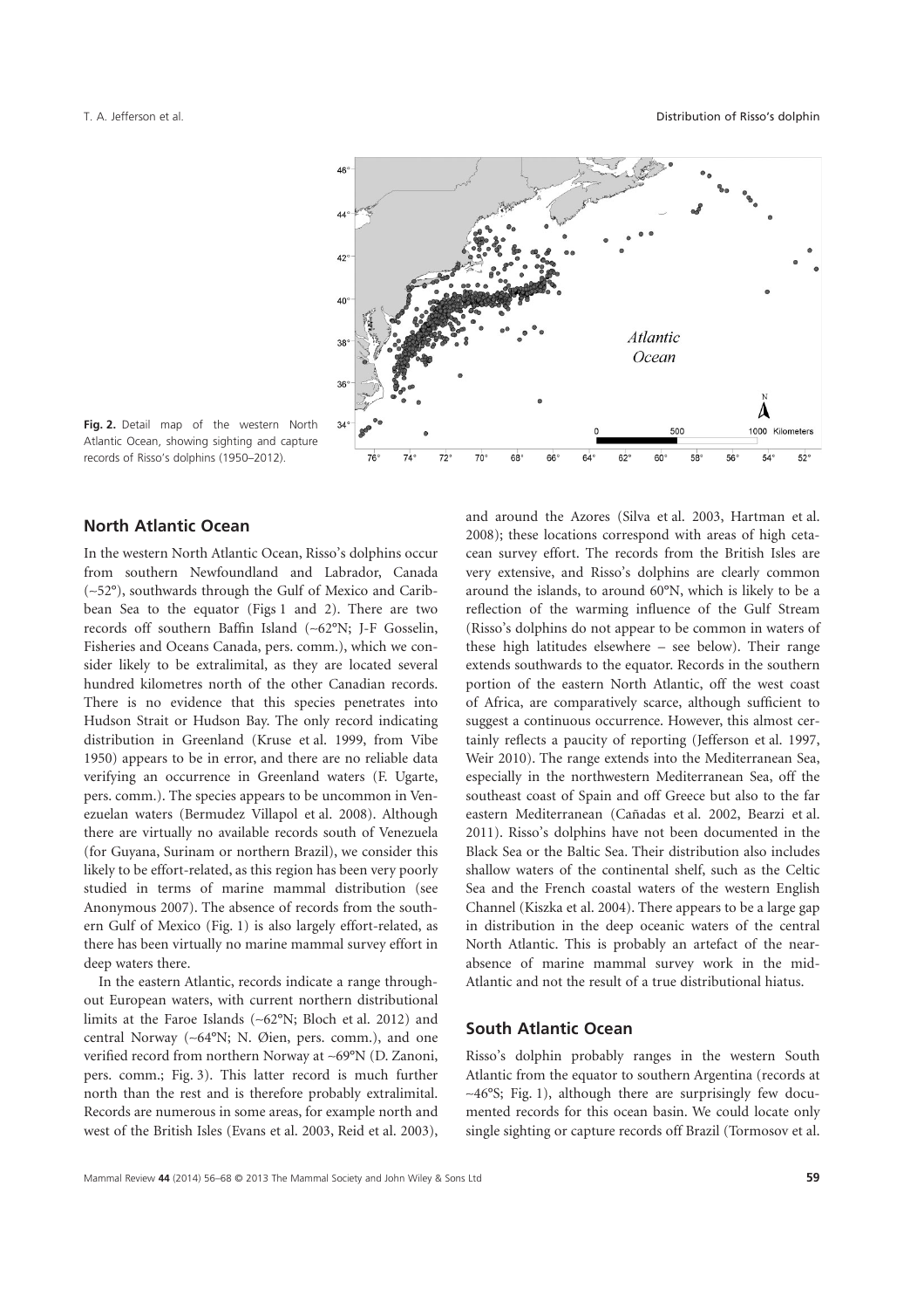Fig. 2. Detail map of the western North Atlantic Ocean, showing sighting and capture records of Risso's dolphins (1950–2012).

## North Atlantic Ocean

In the western North Atlantic Ocean, Risso's dolphins occur from southern Newfoundland and Labrador, Canada (~52°), southwards through the Gulf of Mexico and Caribbean Sea to the equator (Figs 1 and 2). There are two records off southern Baffin Island (~62°N; J-F Gosselin, Fisheries and Oceans Canada, pers. comm.), which we consider likely to be extralimital, as they are located several hundred kilometres north of the other Canadian records. There is no evidence that this species penetrates into Hudson Strait or Hudson Bay. The only record indicating distribution in Greenland (Kruse et al. 1999, from Vibe 1950) appears to be in error, and there are no reliable data verifying an occurrence in Greenland waters (F. Ugarte, pers. comm.). The species appears to be uncommon in Venezuelan waters (Bermudez Villapol et al. 2008). Although there are virtually no available records south of Venezuela (for Guyana, Surinam or northern Brazil), we consider this likely to be effort-related, as this region has been very poorly studied in terms of marine mammal distribution (see Anonymous 2007). The absence of records from the southern Gulf of Mexico (Fig. 1) is also largely effort-related, as there has been virtually no marine mammal survey effort in deep waters there.

In the eastern Atlantic, records indicate a range throughout European waters, with current northern distributional limits at the Faroe Islands (~62°N; Bloch et al. 2012) and central Norway (~64°N; N. Øien, pers. comm.), and one verified record from northern Norway at ~69°N (D. Zanoni, pers. comm.; Fig. 3). This latter record is much further north than the rest and is therefore probably extralimital. Records are numerous in some areas, for example north and west of the British Isles (Evans et al. 2003, Reid et al. 2003), and around the Azores (Silva et al. 2003, Hartman et al. 2008); these locations correspond with areas of high cetacean survey effort. The records from the British Isles are very extensive, and Risso's dolphins are clearly common around the islands, to around 60°N, which is likely to be a reflection of the warming influence of the Gulf Stream (Risso's dolphins do not appear to be common in waters of these high latitudes elsewhere – see below). Their range extends southwards to the equator. Records in the southern portion of the eastern North Atlantic, off the west coast of Africa, are comparatively scarce, although sufficient to suggest a continuous occurrence. However, this almost certainly reflects a paucity of reporting (Jefferson et al. 1997, Weir 2010). The range extends into the Mediterranean Sea, especially in the northwestern Mediterranean Sea, off the southeast coast of Spain and off Greece but also to the far eastern Mediterranean (Cañadas et al. 2002, Bearzi et al. 2011). Risso's dolphins have not been documented in the Black Sea or the Baltic Sea. Their distribution also includes shallow waters of the continental shelf, such as the Celtic Sea and the French coastal waters of the western English Channel (Kiszka et al. 2004). There appears to be a large gap in distribution in the deep oceanic waters of the central North Atlantic. This is probably an artefact of the near-absence of marine mammal survey work in the mid-Atlantic and not the result of a true distributional hiatus.

## South Atlantic Ocean

Risso's dolphin probably ranges in the western South Atlantic from the equator to southern Argentina (records at ~46°S; Fig. 1), although there are surprisingly few documented records for this ocean basin. We could locate only single sighting or capture records off Brazil (Tormosov et al.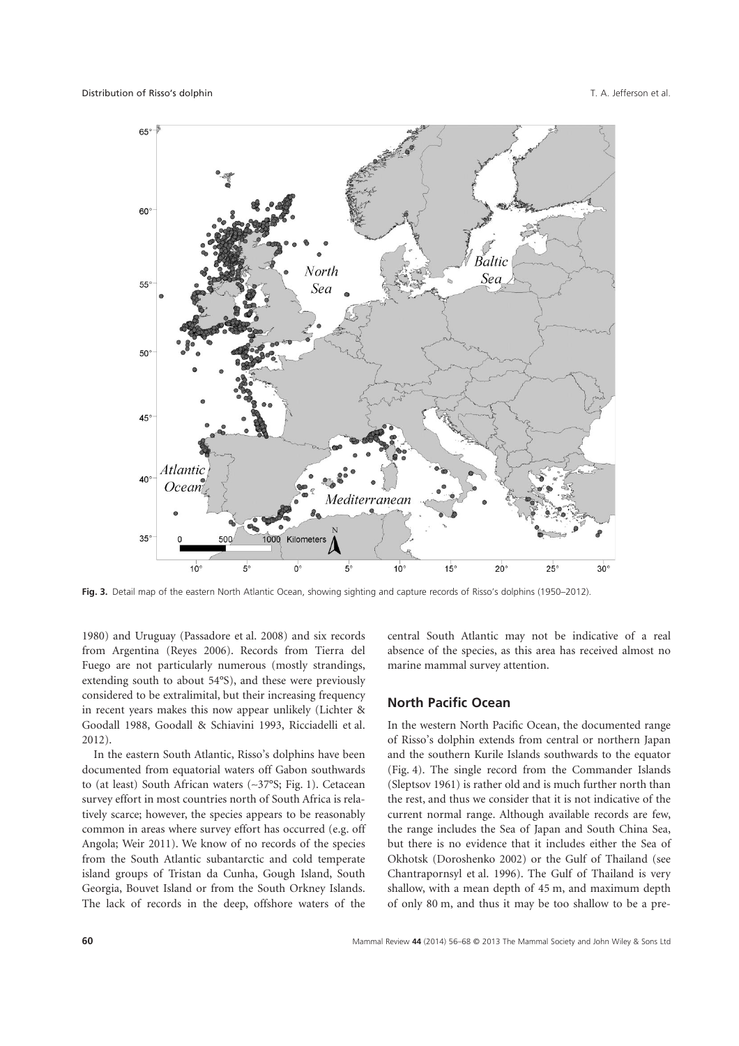**Fig. 3.** Detail map of the eastern North Atlantic Ocean, showing sighting and capture records of Risso's dolphins (1950–2012).

1980) and Uruguay (Passadore et al. 2008) and six records from Argentina (Reyes 2006). Records from Tierra del Fuego are not particularly numerous (mostly strandings, extending south to about 54°S), and these were previously considered to be extralimital, but their increasing frequency in recent years makes this now appear unlikely (Lichter & Goodall 1988, Goodall & Schiavini 1993, Ricciadelli et al. 2012).

In the eastern South Atlantic, Risso's dolphins have been documented from equatorial waters off Gabon southwards to (at least) South African waters (~37°S; Fig. 1). Cetacean survey effort in most countries north of South Africa is relatively scarce; however, the species appears to be reasonably common in areas where survey effort has occurred (e.g. off Angola; Weir 2011). We know of no records of the species from the South Atlantic subantarctic and cold temperate island groups of Tristan da Cunha, Gough Island, South Georgia, Bouvet Island or from the South Orkney Islands. The lack of records in the deep, offshore waters of the central South Atlantic may not be indicative of a real absence of the species, as this area has received almost no marine mammal survey attention.

## North Pacific Ocean

In the western North Pacific Ocean, the documented range of Risso's dolphin extends from central or northern Japan and the southern Kurile Islands southwards to the equator (Fig. 4). The single record from the Commander Islands (Sleptsov 1961) is rather old and is much further north than the rest, and thus we consider that it is not indicative of the current normal range. Although available records are few, the range includes the Sea of Japan and South China Sea, but there is no evidence that it includes either the Sea of Okhotsk (Doroshenko 2002) or the Gulf of Thailand (see Chantrapornsyl et al. 1996). The Gulf of Thailand is very shallow, with a mean depth of 45 m, and maximum depth of only 80 m, and thus it may be too shallow to be a pre-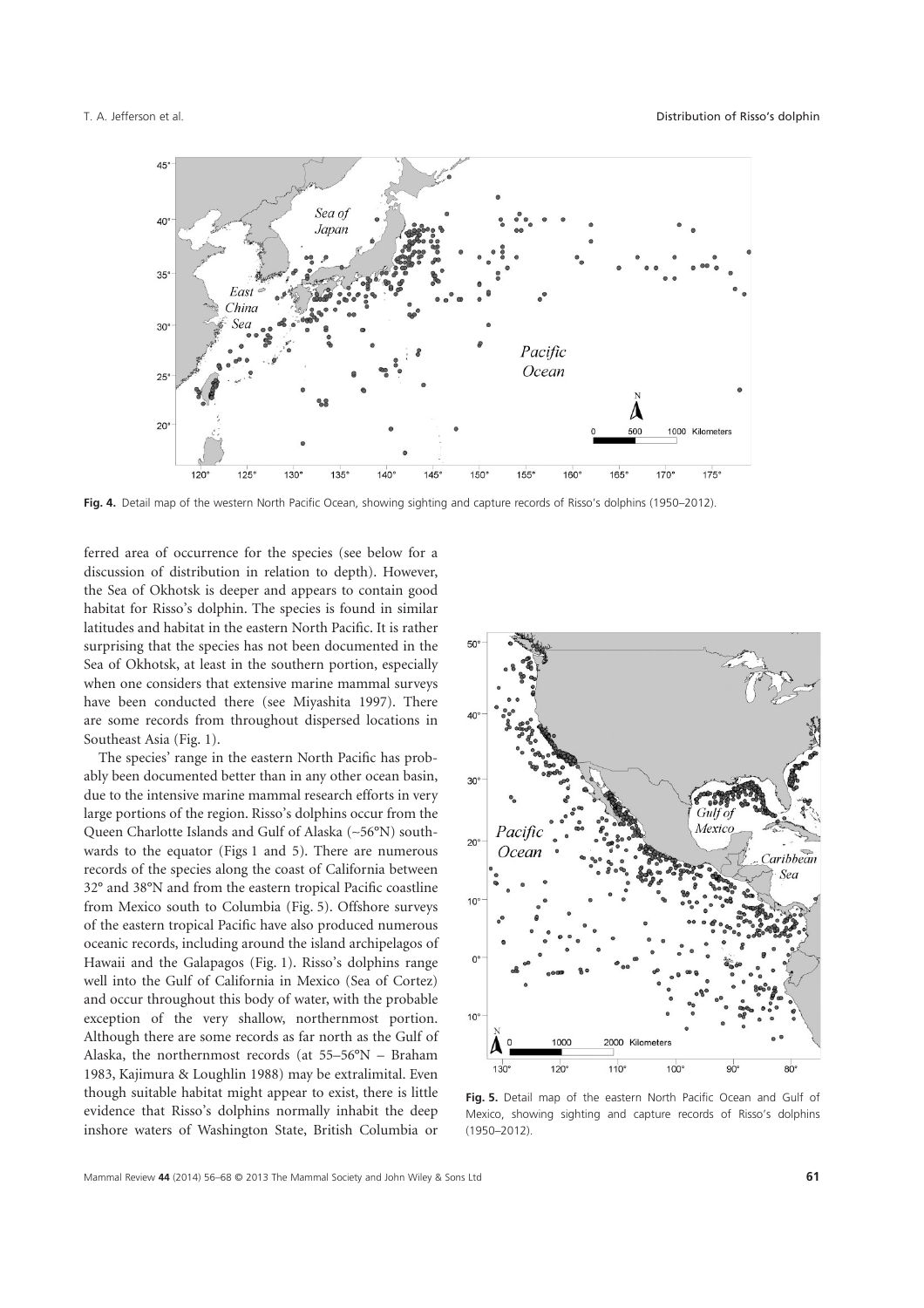Fig. 4. Detail map of the western North Pacific Ocean, showing sighting and capture records of Risso's dolphins (1950–2012).

ferred area of occurrence for the species (see below for a discussion of distribution in relation to depth). However, the Sea of Okhotsk is deeper and appears to contain good habitat for Risso's dolphin. The species is found in similar latitudes and habitat in the eastern North Pacific. It is rather surprising that the species has not been documented in the Sea of Okhotsk, at least in the southern portion, especially when one considers that extensive marine mammal surveys have been conducted there (see Miyashita 1997). There are some records from throughout dispersed locations in Southeast Asia (Fig. 1).

The species' range in the eastern North Pacific has probably been documented better than in any other ocean basin, due to the intensive marine mammal research efforts in very large portions of the region. Risso's dolphins occur from the Queen Charlotte Islands and Gulf of Alaska (~56°N) southwards to the equator (Figs 1 and 5). There are numerous records of the species along the coast of California between 32° and 38°N and from the eastern tropical Pacific coastline from Mexico south to Columbia (Fig. 5). Offshore surveys of the eastern tropical Pacific have also produced numerous oceanic records, including around the island archipelagos of Hawaii and the Galapagos (Fig. 1). Risso's dolphins range well into the Gulf of California in Mexico (Sea of Cortez) and occur throughout this body of water, with the probable exception of the very shallow, northernmost portion. Although there are some records as far north as the Gulf of Alaska, the northernmost records (at 55–56°N – Braham 1983, Kajimura & Loughlin 1988) may be extralimital. Even though suitable habitat might appear to exist, there is little evidence that Risso's dolphins normally inhabit the deep inshore waters of Washington State, British Columbia or

Fig. 5. Detail map of the eastern North Pacific Ocean and Gulf of Mexico, showing sighting and capture records of Risso's dolphins (1950–2012).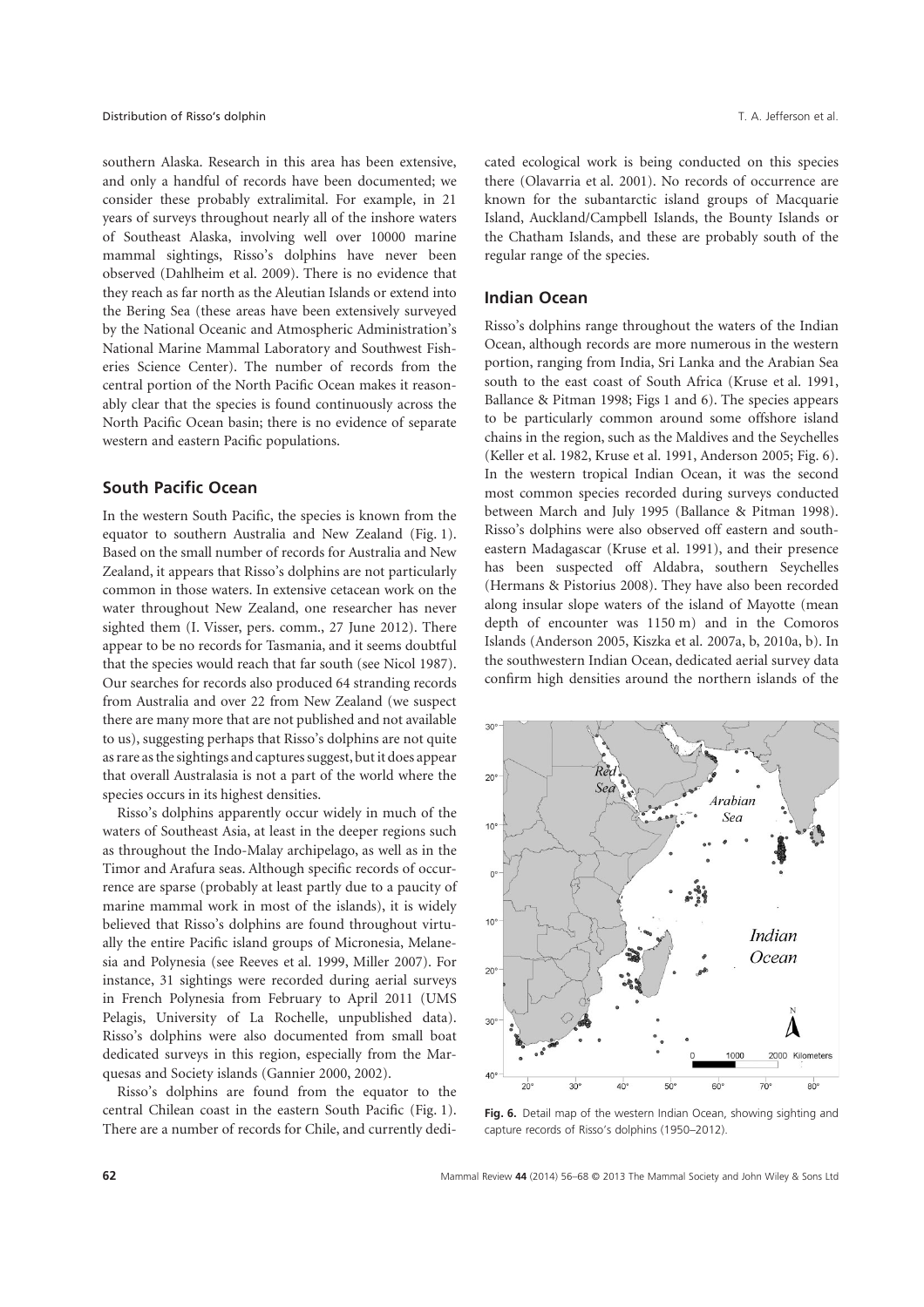southern Alaska. Research in this area has been extensive, and only a handful of records have been documented; we consider these probably extralimital. For example, in 21 years of surveys throughout nearly all of the inshore waters of Southeast Alaska, involving well over 10000 marine mammal sightings, Risso's dolphins have never been observed (Dahlheim et al. 2009). There is no evidence that they reach as far north as the Aleutian Islands or extend into the Bering Sea (these areas have been extensively surveyed by the National Oceanic and Atmospheric Administration's National Marine Mammal Laboratory and Southwest Fisheries Science Center). The number of records from the central portion of the North Pacific Ocean makes it reasonably clear that the species is found continuously across the North Pacific Ocean basin; there is no evidence of separate western and eastern Pacific populations.

## South Pacific Ocean

In the western South Pacific, the species is known from the equator to southern Australia and New Zealand (Fig. 1). Based on the small number of records for Australia and New Zealand, it appears that Risso's dolphins are not particularly common in those waters. In extensive cetacean work on the water throughout New Zealand, one researcher has never sighted them (I. Visser, pers. comm., 27 June 2012). There appear to be no records for Tasmania, and it seems doubtful that the species would reach that far south (see Nicol 1987). Our searches for records also produced 64 stranding records from Australia and over 22 from New Zealand (we suspect there are many more that are not published and not available to us), suggesting perhaps that Risso's dolphins are not quite as rare as the sightings and captures suggest, but it does appear that overall Australasia is not a part of the world where the species occurs in its highest densities.

Risso's dolphins apparently occur widely in much of the waters of Southeast Asia, at least in the deeper regions such as throughout the Indo-Malay archipelago, as well as in the Timor and Arafura seas. Although specific records of occurrence are sparse (probably at least partly due to a paucity of marine mammal work in most of the islands), it is widely believed that Risso's dolphins are found throughout virtually the entire Pacific island groups of Micronesia, Melanesia and Polynesia (see Reeves et al. 1999, Miller 2007). For instance, 31 sightings were recorded during aerial surveys in French Polynesia from February to April 2011 (UMS Pelagis, University of La Rochelle, unpublished data). Risso's dolphins were also documented from small boat dedicated surveys in this region, especially from the Marquesas and Society islands (Gannier 2000, 2002).

Risso's dolphins are found from the equator to the central Chilean coast in the eastern South Pacific (Fig. 1). There are a number of records for Chile, and currently dedicated ecological work is being conducted on this species there (Olavarria et al. 2001). No records of occurrence are known for the subantarctic island groups of Macquarie Island, Auckland/Campbell Islands, the Bounty Islands or the Chatham Islands, and these are probably south of the regular range of the species.

## Indian Ocean

Risso's dolphins range throughout the waters of the Indian Ocean, although records are more numerous in the western portion, ranging from India, Sri Lanka and the Arabian Sea south to the east coast of South Africa (Kruse et al. 1991, Ballance & Pitman 1998; Figs 1 and 6). The species appears to be particularly common around some offshore island chains in the region, such as the Maldives and the Seychelles (Keller et al. 1982, Kruse et al. 1991, Anderson 2005; Fig. 6). In the western tropical Indian Ocean, it was the second most common species recorded during surveys conducted between March and July 1995 (Ballance & Pitman 1998). Risso's dolphins were also observed off eastern and southeastern Madagascar (Kruse et al. 1991), and their presence has been suspected off Aldabra, southern Seychelles (Hermans & Pistorius 2008). They have also been recorded along insular slope waters of the island of Mayotte (mean depth of encounter was 1150 m) and in the Comoros Islands (Anderson 2005, Kiszka et al. 2007a, b, 2010a, b). In the southwestern Indian Ocean, dedicated aerial survey data confirm high densities around the northern islands of the

**Fig. 6.** Detail map of the western Indian Ocean, showing sighting and capture records of Risso's dolphins (1950–2012).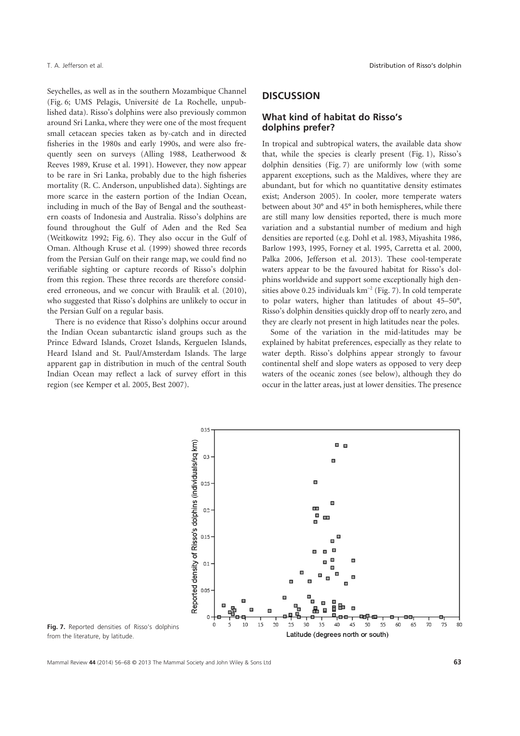Seychelles, as well as in the southern Mozambique Channel (Fig. 6; UMS Pelagis, Université de La Rochelle, unpublished data). Risso's dolphins were also previously common around Sri Lanka, where they were one of the most frequent small cetacean species taken as by-catch and in directed fisheries in the 1980s and early 1990s, and were also frequently seen on surveys (Alling 1988, Leatherwood & Reeves 1989, Kruse et al. 1991). However, they now appear to be rare in Sri Lanka, probably due to the high fisheries mortality (R. C. Anderson, unpublished data). Sightings are more scarce in the eastern portion of the Indian Ocean, including in much of the Bay of Bengal and the southeastern coasts of Indonesia and Australia. Risso's dolphins are found throughout the Gulf of Aden and the Red Sea (Weitkowitz 1992; Fig. 6). They also occur in the Gulf of Oman. Although Kruse et al. (1999) showed three records from the Persian Gulf on their range map, we could find no verifiable sighting or capture records of Risso's dolphin from this region. These three records are therefore considered erroneous, and we concur with Braulik et al. (2010), who suggested that Risso's dolphins are unlikely to occur in the Persian Gulf on a regular basis.

There is no evidence that Risso's dolphins occur around the Indian Ocean subantarctic island groups such as the Prince Edward Islands, Crozet Islands, Kerguelen Islands, Heard Island and St. Paul/Amsterdam Islands. The large apparent gap in distribution in much of the central South Indian Ocean may reflect a lack of survey effort in this region (see Kemper et al. 2005, Best 2007).

## DISCUSSION

### What kind of habitat do Risso's dolphins prefer?

In tropical and subtropical waters, the available data show that, while the species is clearly present (Fig. 1), Risso's dolphin densities (Fig. 7) are uniformly low (with some apparent exceptions, such as the Maldives, where they are abundant, but for which no quantitative density estimates exist; Anderson 2005). In cooler, more temperate waters between about 30° and 45° in both hemispheres, while there are still many low densities reported, there is much more variation and a substantial number of medium and high densities are reported (e.g. Dohl et al. 1983, Miyashita 1986, Barlow 1993, 1995, Forney et al. 1995, Carretta et al. 2000, Palka 2006, Jefferson et al. 2013). These cool-temperate waters appear to be the favoured habitat for Risso's dolphins worldwide and support some exceptionally high densities above 0.25 individuals $km^{-2}$ (Fig. 7). In cold temperate to polar waters, higher than latitudes of about 45–50°, Risso's dolphin densities quickly drop off to nearly zero, and they are clearly not present in high latitudes near the poles.

Some of the variation in the mid-latitudes may be explained by habitat preferences, especially as they relate to water depth. Risso's dolphins appear strongly to favour continental shelf and slope waters as opposed to very deep waters of the oceanic zones (see below), although they do occur in the latter areas, just at lower densities. The presence

**Fig. 7.** Reported densities of Risso's dolphins from the literature, by latitude.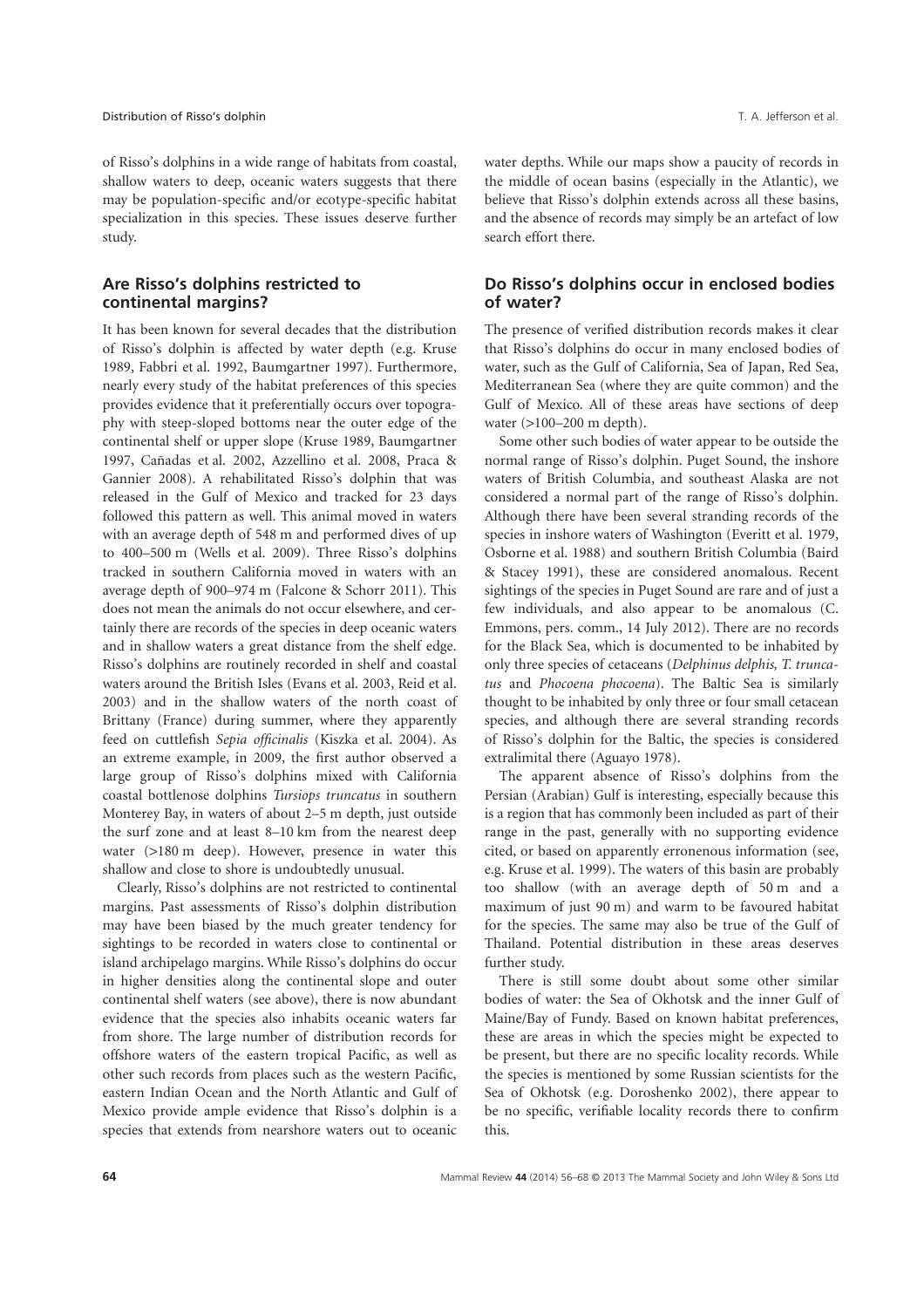of Risso's dolphins in a wide range of habitats from coastal, shallow waters to deep, oceanic waters suggests that there may be population-specific and/or ecotype-specific habitat specialization in this species. These issues deserve further study.

## Are Risso's dolphins restricted to continental margins?

It has been known for several decades that the distribution of Risso's dolphin is affected by water depth (e.g. Kruse 1989, Fabbri et al. 1992, Baumgartner 1997). Furthermore, nearly every study of the habitat preferences of this species provides evidence that it preferentially occurs over topography with steep-sloped bottoms near the outer edge of the continental shelf or upper slope (Kruse 1989, Baumgartner 1997, Cañadas et al. 2002, Azzellino et al. 2008, Praca & Gannier 2008). A rehabilitated Risso's dolphin that was released in the Gulf of Mexico and tracked for 23 days followed this pattern as well. This animal moved in waters with an average depth of 548 m and performed dives of up to 400–500 m (Wells et al. 2009). Three Risso's dolphins tracked in southern California moved in waters with an average depth of 900–974 m (Falcone & Schorr 2011). This does not mean the animals do not occur elsewhere, and certainly there are records of the species in deep oceanic waters and in shallow waters a great distance from the shelf edge. Risso's dolphins are routinely recorded in shelf and coastal waters around the British Isles (Evans et al. 2003, Reid et al. 2003) and in the shallow waters of the north coast of Brittany (France) during summer, where they apparently feed on cuttlefish *Sepia officinalis* (Kiszka et al. 2004). As an extreme example, in 2009, the first author observed a large group of Risso's dolphins mixed with California coastal bottlenose dolphins *Tursiops truncatus* in southern Monterey Bay, in waters of about 2–5 m depth, just outside the surf zone and at least 8–10 km from the nearest deep water (>180 m deep). However, presence in water this shallow and close to shore is undoubtedly unusual.

Clearly, Risso's dolphins are not restricted to continental margins. Past assessments of Risso's dolphin distribution may have been biased by the much greater tendency for sightings to be recorded in waters close to continental or island archipelago margins. While Risso's dolphins do occur in higher densities along the continental slope and outer continental shelf waters (see above), there is now abundant evidence that the species also inhabits oceanic waters far from shore. The large number of distribution records for offshore waters of the eastern tropical Pacific, as well as other such records from places such as the western Pacific, eastern Indian Ocean and the North Atlantic and Gulf of Mexico provide ample evidence that Risso's dolphin is a species that extends from nearshore waters out to oceanic water depths. While our maps show a paucity of records in the middle of ocean basins (especially in the Atlantic), we believe that Risso's dolphin extends across all these basins, and the absence of records may simply be an artefact of low search effort there.

## Do Risso's dolphins occur in enclosed bodies of water?

The presence of verified distribution records makes it clear that Risso's dolphins do occur in many enclosed bodies of water, such as the Gulf of California, Sea of Japan, Red Sea, Mediterranean Sea (where they are quite common) and the Gulf of Mexico. All of these areas have sections of deep water (>100–200 m depth).

Some other such bodies of water appear to be outside the normal range of Risso's dolphin. Puget Sound, the inshore waters of British Columbia, and southeast Alaska are not considered a normal part of the range of Risso's dolphin. Although there have been several stranding records of the species in inshore waters of Washington (Everitt et al. 1979, Osborne et al. 1988) and southern British Columbia (Baird & Stacey 1991), these are considered anomalous. Recent sightings of the species in Puget Sound are rare and of just a few individuals, and also appear to be anomalous (C. Emmons, pers. comm., 14 July 2012). There are no records for the Black Sea, which is documented to be inhabited by only three species of cetaceans (*Delphinus delphis, T. truncatus* and *Phocoena phocoena*). The Baltic Sea is similarly thought to be inhabited by only three or four small cetacean species, and although there are several stranding records of Risso's dolphin for the Baltic, the species is considered extralimital there (Aguayo 1978).

The apparent absence of Risso's dolphins from the Persian (Arabian) Gulf is interesting, especially because this is a region that has commonly been included as part of their range in the past, generally with no supporting evidence cited, or based on apparently erroneous information (see, e.g. Kruse et al. 1999). The waters of this basin are probably too shallow (with an average depth of 50 m and a maximum of just 90 m) and warm to be favoured habitat for the species. The same may also be true of the Gulf of Thailand. Potential distribution in these areas deserves further study.

There is still some doubt about some other similar bodies of water: the Sea of Okhotsk and the inner Gulf of Maine/Bay of Fundy. Based on known habitat preferences, these are areas in which the species might be expected to be present, but there are no specific locality records. While the species is mentioned by some Russian scientists for the Sea of Okhotsk (e.g. Doroshenko 2002), there appear to be no specific, verifiable locality records there to confirm this.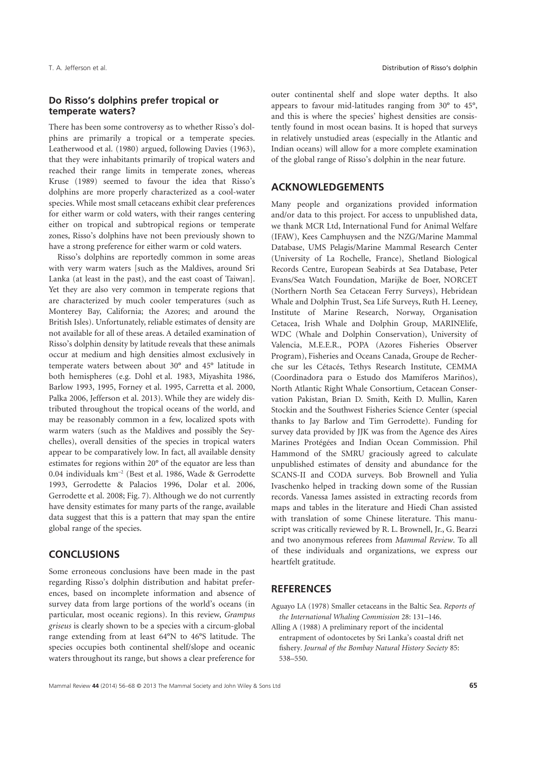### Do Risso's dolphins prefer tropical or temperate waters?

There has been some controversy as to whether Risso's dolphins are primarily a tropical or a temperate species. Leatherwood et al. (1980) argued, following Davies (1963), that they were inhabitants primarily of tropical waters and reached their range limits in temperate zones, whereas Kruse (1989) seemed to favour the idea that Risso's dolphins are more properly characterized as a cool-water species. While most small cetaceans exhibit clear preferences for either warm or cold waters, with their ranges centering either on tropical and subtropical regions or temperate zones, Risso's dolphins have not been previously shown to have a strong preference for either warm or cold waters.

Risso's dolphins are reportedly common in some areas with very warm waters [such as the Maldives, around Sri Lanka (at least in the past), and the east coast of Taiwan]. Yet they are also very common in temperate regions that are characterized by much cooler temperatures (such as Monterey Bay, California; the Azores; and around the British Isles). Unfortunately, reliable estimates of density are not available for all of these areas. A detailed examination of Risso's dolphin density by latitude reveals that these animals occur at medium and high densities almost exclusively in temperate waters between about 30° and 45° latitude in both hemispheres (e.g. Dohl et al. 1983, Miyashita 1986, Barlow 1993, 1995, Forney et al. 1995, Carretta et al. 2000, Palka 2006, Jefferson et al. 2013). While they are widely distributed throughout the tropical oceans of the world, and may be reasonably common in a few, localized spots with warm waters (such as the Maldives and possibly the Seychelles), overall densities of the species in tropical waters appear to be comparatively low. In fact, all available density estimates for regions within 20° of the equator are less than 0.04 individuals km$^{-2}$ (Best et al. 1986, Wade & Gerrodette 1993, Gerrodette & Palacios 1996, Dolar et al. 2006, Gerrodette et al. 2008; Fig. 7). Although we do not currently have density estimates for many parts of the range, available data suggest that this is a pattern that may span the entire global range of the species.

## CONCLUSIONS

Some erroneous conclusions have been made in the past regarding Risso's dolphin distribution and habitat preferences, based on incomplete information and absence of survey data from large portions of the world's oceans (in particular, most oceanic regions). In this review, *Grampus griseus* is clearly shown to be a species with a circum-global range extending from at least 64°N to 46°S latitude. The species occupies both continental shelf/slope and oceanic waters throughout its range, but shows a clear preference for outer continental shelf and slope water depths. It also appears to favour mid-latitudes ranging from 30° to 45°, and this is where the species' highest densities are consistently found in most ocean basins. It is hoped that surveys in relatively unstudied areas (especially in the Atlantic and Indian oceans) will allow for a more complete examination of the global range of Risso's dolphin in the near future.

## ACKNOWLEDGEMENTS

Many people and organizations provided information and/or data to this project. For access to unpublished data, we thank MCR Ltd, International Fund for Animal Welfare (IFAW), Kees Camphuysen and the NZG/Marine Mammal Database, UMS Pelagis/Marine Mammal Research Center (University of La Rochelle, France), Shetland Biological Records Centre, European Seabirds at Sea Database, Peter Evans/Sea Watch Foundation, Marijke de Boer, NORCET (Northern North Sea Cetacean Ferry Surveys), Hebridean Whale and Dolphin Trust, Sea Life Surveys, Ruth H. Leeney, Institute of Marine Research, Norway, Organisation Cetacea, Irish Whale and Dolphin Group, MARINElife, WDC (Whale and Dolphin Conservation), University of Valencia, M.E.E.R., POPA (Azores Fisheries Observer Program), Fisheries and Oceans Canada, Groupe de Recherche sur les Cétacés, Tethys Research Institute, CEMMA (Coordinadora para o Estudo dos Mamíferos Mariños), North Atlantic Right Whale Consortium, Cetacean Conservation Pakistan, Brian D. Smith, Keith D. Mullin, Karen Stockin and the Southwest Fisheries Science Center (special thanks to Jay Barlow and Tim Gerrodette). Funding for survey data provided by JJK was from the Agence des Aires Marines Protégées and Indian Ocean Commission. Phil Hammond of the SMRU graciously agreed to calculate unpublished estimates of density and abundance for the SCANS-II and CODA surveys. Bob Brownell and Yulia Ivaschenko helped in tracking down some of the Russian records. Vanessa James assisted in extracting records from maps and tables in the literature and Hiedi Chan assisted with translation of some Chinese literature. This manuscript was critically reviewed by R. L. Brownell, Jr., G. Bearzi and two anonymous referees from *Mammal Review*. To all of these individuals and organizations, we express our heartfelt gratitude.

## REFERENCES

Aguayo LA (1978) Smaller cetaceans in the Baltic Sea. *Reports of the International Whaling Commission* 28: 131–146.

Alling A (1988) A preliminary report of the incidental entrapment of odontocetes by Sri Lanka's coastal drift net fishery. *Journal of the Bombay Natural History Society* 85: 538–550.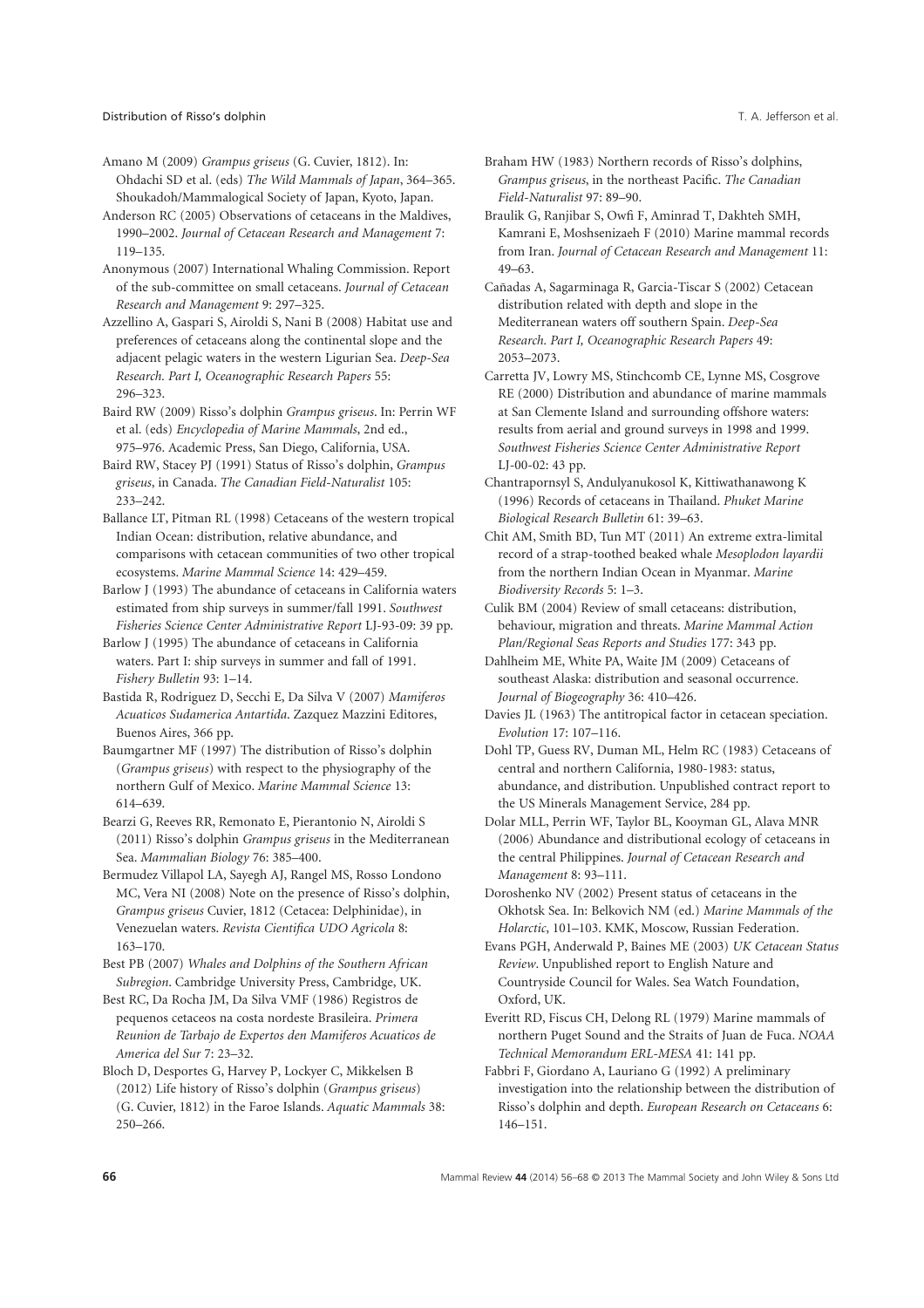Amano M (2009) *Grampus griseus* (G. Cuvier, 1812). In: Ohdachi SD et al. (eds) *The Wild Mammals of Japan*, 364–365. Shoukadoh/Mammalogical Society of Japan, Kyoto, Japan.

Anderson RC (2005) Observations of cetaceans in the Maldives, 1990–2002. *Journal of Cetacean Research and Management* 7: 119–135.

Anonymous (2007) International Whaling Commission. Report of the sub-committee on small cetaceans. *Journal of Cetacean Research and Management* 9: 297–325.

Azzellino A, Gaspari S, Airoldi S, Nani B (2008) Habitat use and preferences of cetaceans along the continental slope and the adjacent pelagic waters in the western Ligurian Sea. *Deep-Sea Research. Part I, Oceanographic Research Papers* 55: 296–323.

Baird RW (2009) Risso's dolphin *Grampus griseus*. In: Perrin WF et al. (eds) *Encyclopedia of Marine Mammals*, 2nd ed., 975–976. Academic Press, San Diego, California, USA.

Baird RW, Stacey PJ (1991) Status of Risso's dolphin, *Grampus griseus*, in Canada. *The Canadian Field-Naturalist* 105: 233–242.

Ballance LT, Pitman RL (1998) Cetaceans of the western tropical Indian Ocean: distribution, relative abundance, and comparisons with cetacean communities of two other tropical ecosystems. *Marine Mammal Science* 14: 429–459.

Barlow J (1993) The abundance of cetaceans in California waters estimated from ship surveys in summer/fall 1991. *Southwest Fisheries Science Center Administrative Report* LJ-93-09: 39 pp.

Barlow J (1995) The abundance of cetaceans in California waters. Part I: ship surveys in summer and fall of 1991. *Fishery Bulletin* 93: 1–14.

Bastida R, Rodriguez D, Secchi E, Da Silva V (2007) *Mamiferos Acuaticos Sudamerica Antartida*. Zazquez Mazzini Editores, Buenos Aires, 366 pp.

Baumgartner MF (1997) The distribution of Risso's dolphin (*Grampus griseus*) with respect to the physiography of the northern Gulf of Mexico. *Marine Mammal Science* 13: 614–639.

Bearzi G, Reeves RR, Remonato E, Pierantonio N, Airoldi S (2011) Risso's dolphin *Grampus griseus* in the Mediterranean Sea. *Mammalian Biology* 76: 385–400.

Bermudez Villapol LA, Sayegh AJ, Rangel MS, Rosso Londono MC, Vera NI (2008) Note on the presence of Risso's dolphin, *Grampus griseus* Cuvier, 1812 (Cetacea: Delphinidae), in Venezuelan waters. *Revista Cientifica UDO Agricola* 8: 163–170.

Best PB (2007) *Whales and Dolphins of the Southern African Subregion*. Cambridge University Press, Cambridge, UK.

Best PB, Da Rocha JM, Da Silva VMF (1986) Registros de pequenos cetaceos na costa nordeste Brasileira. *Primera Reunion de Tarbajo de Expertos den Mamiferos Acuaticos de America del Sur* 7: 23–32.

Bloch D, Desportes G, Harvey P, Lockyer C, Mikkelsen B (2012) Life history of Risso's dolphin (*Grampus griseus*) (G. Cuvier, 1812) in the Faroe Islands. *Aquatic Mammals* 38: 250–266.

Braham HW (1983) Northern records of Risso's dolphins, *Grampus griseus*, in the northeast Pacific. *The Canadian Field-Naturalist* 97: 89–90.

Braulik G, Ranjibar S, Owfi F, Aminrad T, Dakhteh SMH, Kamrani E, Moshsenizaeh F (2010) Marine mammal records from Iran. *Journal of Cetacean Research and Management* 11: 49–63.

Cañadas A, Sagarminaga R, Garcia-Tiscar S (2002) Cetacean distribution related with depth and slope in the Mediterranean waters off southern Spain. *Deep-Sea Research. Part I, Oceanographic Research Papers* 49: 2053–2073.

Carretta JV, Lowry MS, Stinchcomb CE, Lynne MS, Cosgrove RE (2000) Distribution and abundance of marine mammals at San Clemente Island and surrounding offshore waters: results from aerial and ground surveys in 1998 and 1999. *Southwest Fisheries Science Center Administrative Report* LJ-00-02: 43 pp.

Chantrapornsyl S, Andulyanukosol K, Kittiwathanawong K (1996) Records of cetaceans in Thailand. *Phuket Marine Biological Research Bulletin* 61: 39–63.

Chit AM, Smith BD, Tun MT (2011) An extreme extra-limital record of a strap-toothed beaked whale *Mesoplodon layardii* from the northern Indian Ocean in Myanmar. *Marine Biodiversity Records* 5: 1–3.

Culik BM (2004) Review of small cetaceans: distribution, behaviour, migration and threats. *Marine Mammal Action Plan/Regional Seas Reports and Studies* 177: 343 pp.

Dahlheim ME, White PA, Waite JM (2009) Cetaceans of southeast Alaska: distribution and seasonal occurrence. *Journal of Biogeography* 36: 410–426.

Davies JL (1963) The antitropical factor in cetacean speciation. *Evolution* 17: 107–116.

Dohl TP, Guess RV, Duman ML, Helm RC (1983) Cetaceans of central and northern California, 1980-1983: status, abundance, and distribution. Unpublished contract report to the US Minerals Management Service, 284 pp.

Dolar MLL, Perrin WF, Taylor BL, Kooyman GL, Alava MNR (2006) Abundance and distributional ecology of cetaceans in the central Philippines. *Journal of Cetacean Research and Management* 8: 93–111.

Doroshenko NV (2002) Present status of cetaceans in the Okhotsk Sea. In: Belkovich NM (ed.) *Marine Mammals of the Holarctic*, 101–103. KMK, Moscow, Russian Federation.

Evans PGH, Anderwald P, Baines ME (2003) *UK Cetacean Status Review*. Unpublished report to English Nature and Countryside Council for Wales. Sea Watch Foundation, Oxford, UK.

Everitt RD, Fiscus CH, Delong RL (1979) Marine mammals of northern Puget Sound and the Straits of Juan de Fuca. *NOAA Technical Memorandum ERL-MESA* 41: 141 pp.

Fabbri F, Giordano A, Lauriano G (1992) A preliminary investigation into the relationship between the distribution of Risso's dolphin and depth. *European Research on Cetaceans* 6: 146–151.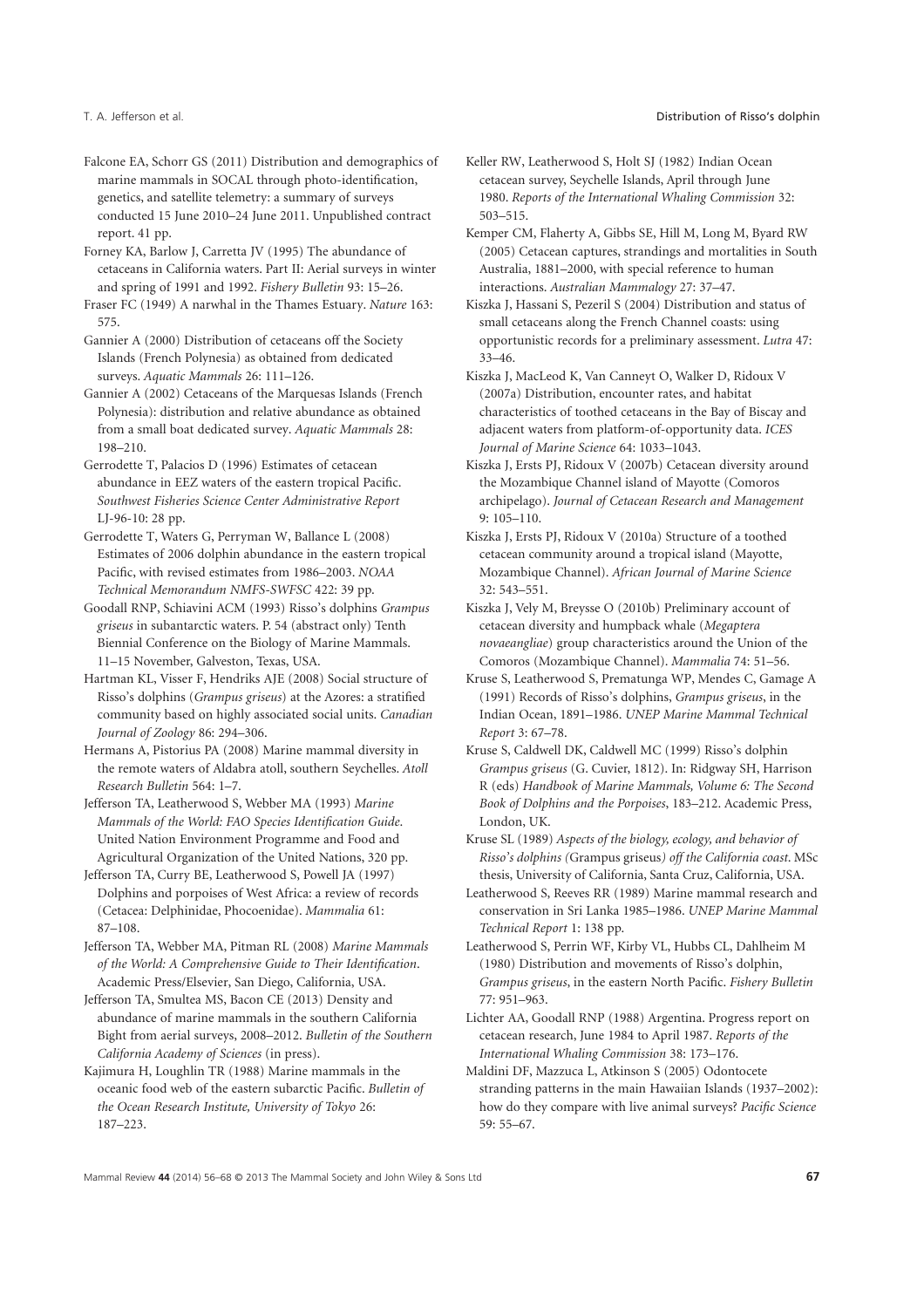Falcone EA, Schorr GS (2011) Distribution and demographics of marine mammals in SOCAL through photo-identification, genetics, and satellite telemetry: a summary of surveys conducted 15 June 2010–24 June 2011. Unpublished contract report. 41 pp.

Forney KA, Barlow J, Carretta JV (1995) The abundance of cetaceans in California waters. Part II: Aerial surveys in winter and spring of 1991 and 1992. *Fishery Bulletin* 93: 15–26.

Fraser FC (1949) A narwhal in the Thames Estuary. *Nature* 163: 575.

Gannier A (2000) Distribution of cetaceans off the Society Islands (French Polynesia) as obtained from dedicated surveys. *Aquatic Mammals* 26: 111–126.

Gannier A (2002) Cetaceans of the Marquesas Islands (French Polynesia): distribution and relative abundance as obtained from a small boat dedicated survey. *Aquatic Mammals* 28: 198–210.

Gerrodette T, Palacios D (1996) Estimates of cetacean abundance in EEZ waters of the eastern tropical Pacific. *Southwest Fisheries Science Center Administrative Report* LJ-96-10: 28 pp.

Gerrodette T, Waters G, Perryman W, Ballance L (2008) Estimates of 2006 dolphin abundance in the eastern tropical Pacific, with revised estimates from 1986–2003. *NOAA Technical Memorandum NMFS-SWFSC* 422: 39 pp.

Goodall RNP, Schiavini ACM (1993) Risso's dolphins *Grampus griseus* in subantarctic waters. P. 54 (abstract only) Tenth Biennial Conference on the Biology of Marine Mammals. 11–15 November, Galveston, Texas, USA.

Hartman KL, Visser F, Hendriks AJE (2008) Social structure of Risso's dolphins (*Grampus griseus*) at the Azores: a stratified community based on highly associated social units. *Canadian Journal of Zoology* 86: 294–306.

Hermans A, Pistorius PA (2008) Marine mammal diversity in the remote waters of Aldabra atoll, southern Seychelles. *Atoll Research Bulletin* 564: 1–7.

Jefferson TA, Leatherwood S, Webber MA (1993) *Marine Mammals of the World: FAO Species Identification Guide*. United Nation Environment Programme and Food and Agricultural Organization of the United Nations, 320 pp.

Jefferson TA, Curry BE, Leatherwood S, Powell JA (1997) Dolphins and porpoises of West Africa: a review of records (Cetacea: Delphinidae, Phocoenidae). *Mammalia* 61: 87–108.

Jefferson TA, Webber MA, Pitman RL (2008) *Marine Mammals of the World: A Comprehensive Guide to Their Identification*. Academic Press/Elsevier, San Diego, California, USA.

Jefferson TA, Smultea MS, Bacon CE (2013) Density and abundance of marine mammals in the southern California Bight from aerial surveys, 2008–2012. *Bulletin of the Southern California Academy of Sciences* (in press).

Kajimura H, Loughlin TR (1988) Marine mammals in the oceanic food web of the eastern subarctic Pacific. *Bulletin of the Ocean Research Institute, University of Tokyo* 26: 187–223.

Keller RW, Leatherwood S, Holt SJ (1982) Indian Ocean cetacean survey, Seychelle Islands, April through June 1980. *Reports of the International Whaling Commission* 32: 503–515.

Kemper CM, Flaherty A, Gibbs SE, Hill M, Long M, Byard RW (2005) Cetacean captures, strandings and mortalities in South Australia, 1881–2000, with special reference to human interactions. *Australian Mammalogy* 27: 37–47.

Kiszka J, Hassani S, Pezeril S (2004) Distribution and status of small cetaceans along the French Channel coasts: using opportunistic records for a preliminary assessment. *Lutra* 47: 33–46.

Kiszka J, MacLeod K, Van Canneyt O, Walker D, Ridoux V (2007a) Distribution, encounter rates, and habitat characteristics of toothed cetaceans in the Bay of Biscay and adjacent waters from platform-of-opportunity data. *ICES Journal of Marine Science* 64: 1033–1043.

Kiszka J, Ersts PJ, Ridoux V (2007b) Cetacean diversity around the Mozambique Channel island of Mayotte (Comoros archipelago). *Journal of Cetacean Research and Management* 9: 105–110.

Kiszka J, Ersts PJ, Ridoux V (2010a) Structure of a toothed cetacean community around a tropical island (Mayotte, Mozambique Channel). *African Journal of Marine Science* 32: 543–551.

Kiszka J, Vely M, Breysse O (2010b) Preliminary account of cetacean diversity and humpback whale (*Megaptera novaeangliae*) group characteristics around the Union of the Comoros (Mozambique Channel). *Mammalia* 74: 51–56.

Kruse S, Leatherwood S, Prematunga WP, Mendes C, Gamage A (1991) Records of Risso's dolphins, *Grampus griseus*, in the Indian Ocean, 1891–1986. *UNEP Marine Mammal Technical Report* 3: 67–78.

Kruse S, Caldwell DK, Caldwell MC (1999) Risso's dolphin *Grampus griseus* (G. Cuvier, 1812). In: Ridgway SH, Harrison R (eds) *Handbook of Marine Mammals, Volume 6: The Second Book of Dolphins and the Porpoises*, 183–212. Academic Press, London, UK.

Kruse SL (1989) *Aspects of the biology, ecology, and behavior of Risso's dolphins (*Grampus griseus*) off the California coast*. MSc thesis, University of California, Santa Cruz, California, USA.

Leatherwood S, Reeves RR (1989) Marine mammal research and conservation in Sri Lanka 1985–1986. *UNEP Marine Mammal Technical Report* 1: 138 pp.

Leatherwood S, Perrin WF, Kirby VL, Hubbs CL, Dahlheim M (1980) Distribution and movements of Risso's dolphin, *Grampus griseus*, in the eastern North Pacific. *Fishery Bulletin* 77: 951–963.

Lichter AA, Goodall RNP (1988) Argentina. Progress report on cetacean research, June 1984 to April 1987. *Reports of the International Whaling Commission* 38: 173–176.

Maldini DF, Mazzuca L, Atkinson S (2005) Odontocete stranding patterns in the main Hawaiian Islands (1937–2002): how do they compare with live animal surveys? *Pacific Science* 59: 55–67.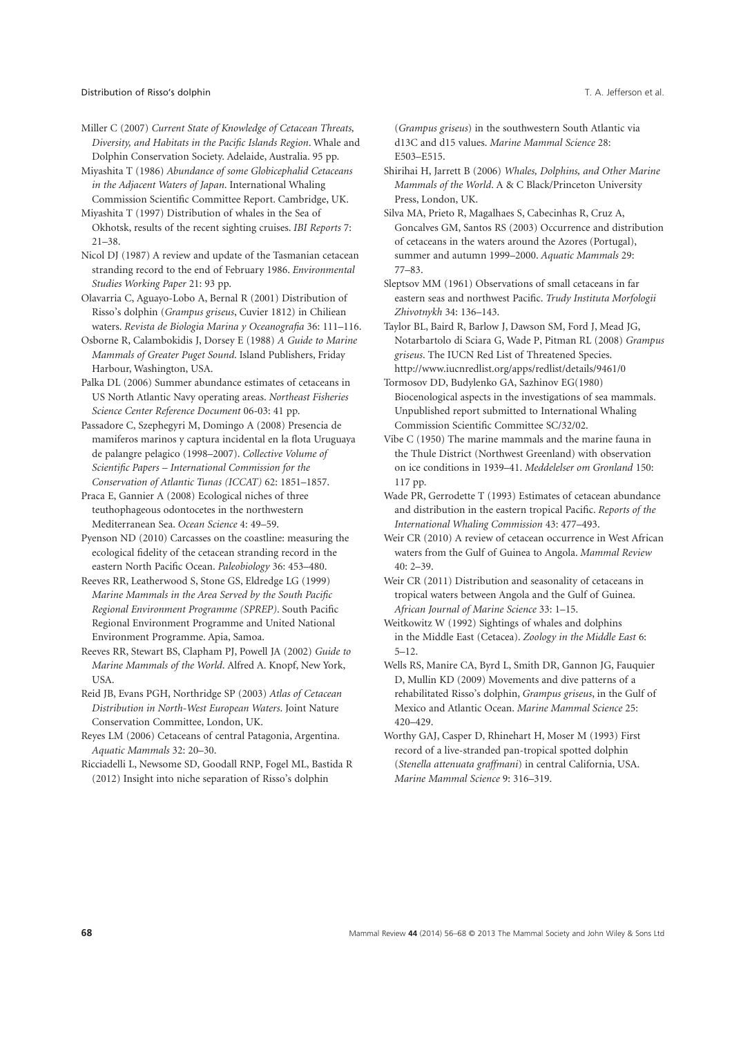Miller C (2007) *Current State of Knowledge of Cetacean Threats, Diversity, and Habitats in the Pacific Islands Region*. Whale and Dolphin Conservation Society. Adelaide, Australia. 95 pp.

Miyashita T (1986) *Abundance of some Globicephalid Cetaceans in the Adjacent Waters of Japan*. International Whaling Commission Scientific Committee Report. Cambridge, UK.

Miyashita T (1997) Distribution of whales in the Sea of Okhotsk, results of the recent sighting cruises. *IBI Reports* 7: 21–38.

Nicol DJ (1987) A review and update of the Tasmanian cetacean stranding record to the end of February 1986. *Environmental Studies Working Paper* 21: 93 pp.

Olavarria C, Aguayo-Lobo A, Bernal R (2001) Distribution of Risso's dolphin (*Grampus griseus*, Cuvier 1812) in Chilean waters. *Revista de Biologia Marina y Oceanografia* 36: 111–116.

Osborne R, Calambokidis J, Dorsey E (1988) *A Guide to Marine Mammals of Greater Puget Sound*. Island Publishers, Friday Harbour, Washington, USA.

Palka DL (2006) Summer abundance estimates of cetaceans in US North Atlantic Navy operating areas. *Northeast Fisheries Science Center Reference Document* 06-03: 41 pp.

Passadore C, Szephegyri M, Domingo A (2008) Presencia de mamiferos marinos y captura incidental en la flota Uruguaya de palangre pelagico (1998–2007). *Collective Volume of Scientific Papers – International Commission for the Conservation of Atlantic Tunas (ICCAT)* 62: 1851–1857.

Praca E, Gannier A (2008) Ecological niches of three teuthophageous odontocetes in the northwestern Mediterranean Sea. *Ocean Science* 4: 49–59.

Pyenson ND (2010) Carcasses on the coastline: measuring the ecological fidelity of the cetacean stranding record in the eastern North Pacific Ocean. *Paleobiology* 36: 453–480.

Reeves RR, Leatherwood S, Stone GS, Eldredge LG (1999) *Marine Mammals in the Area Served by the South Pacific Regional Environment Programme (SPREP)*. South Pacific Regional Environment Programme and United National Environment Programme. Apia, Samoa.

Reeves RR, Stewart BS, Clapham PJ, Powell JA (2002) *Guide to Marine Mammals of the World*. Alfred A. Knopf, New York, USA.

Reid JB, Evans PGH, Northridge SP (2003) *Atlas of Cetacean Distribution in North-West European Waters*. Joint Nature Conservation Committee, London, UK.

Reyes LM (2006) Cetaceans of central Patagonia, Argentina. *Aquatic Mammals* 32: 20–30.

Ricciadelli L, Newsome SD, Goodall RNP, Fogel ML, Bastida R (2012) Insight into niche separation of Risso's dolphin (*Grampus griseus*) in the southwestern South Atlantic via d13C and d15 values. *Marine Mammal Science* 28: E503–E515.

Shirihai H, Jarrett B (2006) *Whales, Dolphins, and Other Marine Mammals of the World*. A & C Black/Princeton University Press, London, UK.

Silva MA, Prieto R, Magalhaes S, Cabecinhas R, Cruz A, Goncalves GM, Santos RS (2003) Occurrence and distribution of cetaceans in the waters around the Azores (Portugal), summer and autumn 1999–2000. *Aquatic Mammals* 29: 77–83.

Sleptsov MM (1961) Observations of small cetaceans in far eastern seas and northwest Pacific. *Trudy Instituta Morfologii Zhivotnykh* 34: 136–143.

Taylor BL, Baird R, Barlow J, Dawson SM, Ford J, Mead JG, Notarbartolo di Sciara G, Wade P, Pitman RL (2008) *Grampus griseus*. The IUCN Red List of Threatened Species. http://www.iucnredlist.org/apps/redlist/details/9461/0

Tormosov DD, Budylenko GA, Sazhinov EG(1980) Biocenological aspects in the investigations of sea mammals. Unpublished report submitted to International Whaling Commission Scientific Committee SC/32/02.

Vibe C (1950) The marine mammals and the marine fauna in the Thule District (Northwest Greenland) with observation on ice conditions in 1939–41. *Meddelelser om Gronland* 150: 117 pp.

Wade PR, Gerrodette T (1993) Estimates of cetacean abundance and distribution in the eastern tropical Pacific. *Reports of the International Whaling Commission* 43: 477–493.

Weir CR (2010) A review of cetacean occurrence in West African waters from the Gulf of Guinea to Angola. *Mammal Review* 40: 2–39.

Weir CR (2011) Distribution and seasonality of cetaceans in tropical waters between Angola and the Gulf of Guinea. *African Journal of Marine Science* 33: 1–15.

Weitkowitz W (1992) Sightings of whales and dolphins in the Middle East (Cetacea). *Zoology in the Middle East* 6: 5–12.

Wells RS, Manire CA, Byrd L, Smith DR, Gannon JG, Fauquier D, Mullin KD (2009) Movements and dive patterns of a rehabilitated Risso's dolphin, *Grampus griseus*, in the Gulf of Mexico and Atlantic Ocean. *Marine Mammal Science* 25: 420–429.

Worthy GAJ, Casper D, Rhinehart H, Moser M (1993) First record of a live-stranded pan-tropical spotted dolphin (*Stenella attenuata graffmani*) in central California, USA. *Marine Mammal Science* 9: 316–319.